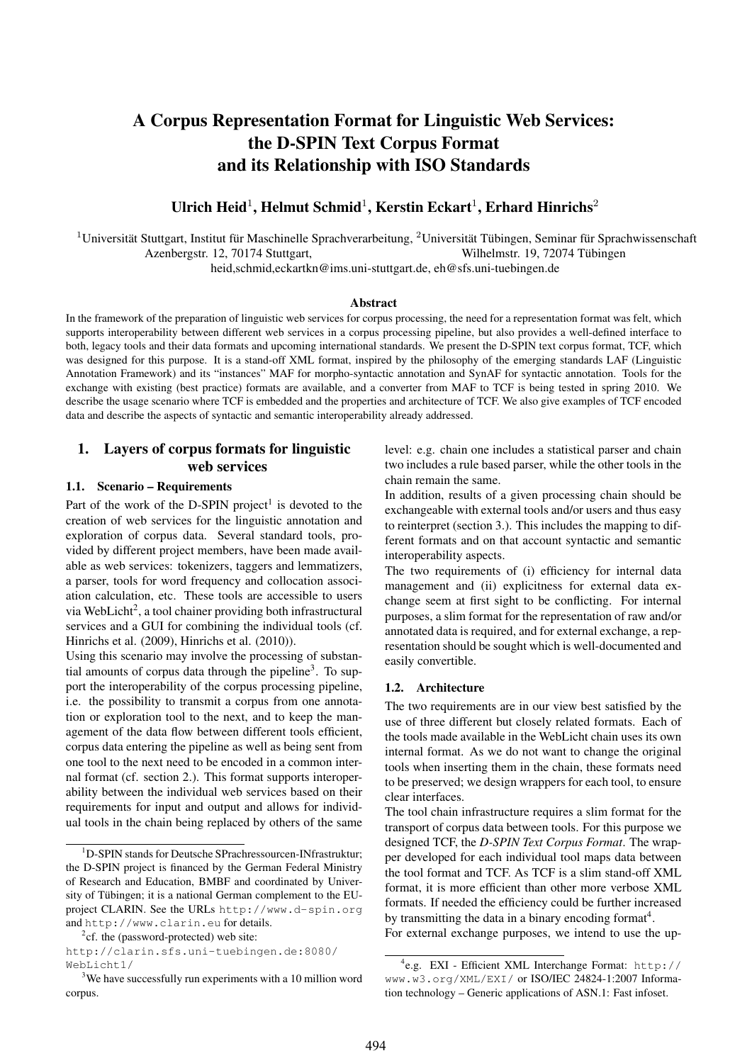# A Corpus Representation Format for Linguistic Web Services: the D-SPIN Text Corpus Format and its Relationship with ISO Standards

**Ulrich Heid[1], Helmut Schmid[1], Kerstin Eckart[1], Erhard Hinrichs[2]**

[1]Universität Stuttgart, Institut für Maschinelle Sprachverarbeitung, Azenbergstr. 12, 70174 Stuttgart, [2]Universität Tübingen, Seminar für Sprachwissenschaft Wilhelmstr. 19, 72074 Tübingen

heid,schmid,eckartkn@ims.uni-stuttgart.de, eh@sfs.uni-tuebingen.de

### Abstract

In the framework of the preparation of linguistic web services for corpus processing, the need for a representation format was felt, which supports interoperability between different web services in a corpus processing pipeline, but also provides a well-defined interface to both, legacy tools and their data formats and upcoming international standards. We present the D-SPIN text corpus format, TCF, which was designed for this purpose. It is a stand-off XML format, inspired by the philosophy of the emerging standards LAF (Linguistic Annotation Framework) and its "instances" MAF for morpho-syntactic annotation and SynAF for syntactic annotation. Tools for the exchange with existing (best practice) formats are available, and a converter from MAF to TCF is being tested in spring 2010. We describe the usage scenario where TCF is embedded and the properties and architecture of TCF. We also give examples of TCF encoded data and describe the aspects of syntactic and semantic interoperability already addressed.

## 1. Layers of corpus formats for linguistic web services

### 1.1. Scenario – Requirements

Part of the work of the D-SPIN project[1] is devoted to the creation of web services for the linguistic annotation and exploration of corpus data. Several standard tools, provided by different project members, have been made available as web services: tokenizers, taggers and lemmatizers, a parser, tools for word frequency and collocation association calculation, etc. These tools are accessible to users via WebLicht[2], a tool chainer providing both infrastructural services and a GUI for combining the individual tools (cf. Hinrichs et al. (2009), Hinrichs et al. (2010)).

Using this scenario may involve the processing of substantial amounts of corpus data through the pipeline[3]. To support the interoperability of the corpus processing pipeline, i.e. the possibility to transmit a corpus from one annotation or exploration tool to the next, and to keep the management of the data flow between different tools efficient, corpus data entering the pipeline as well as being sent from one tool to the next need to be encoded in a common internal format (cf. section 2.). This format supports interoperability between the individual web services based on their requirements for input and output and allows for individual tools in the chain being replaced by others of the same level: e.g. chain one includes a statistical parser and chain two includes a rule based parser, while the other tools in the chain remain the same.

In addition, results of a given processing chain should be exchangeable with external tools and/or users and thus easy to reinterpret (section 3.). This includes the mapping to different formats and on that account syntactic and semantic interoperability aspects.

The two requirements of (i) efficiency for internal data management and (ii) explicitness for external data exchange seem at first sight to be conflicting. For internal purposes, a slim format for the representation of raw and/or annotated data is required, and for external exchange, a representation should be sought which is well-documented and easily convertible.

### 1.2. Architecture

The two requirements are in our view best satisfied by the use of three different but closely related formats. Each of the tools made available in the WebLicht chain uses its own internal format. As we do not want to change the original tools when inserting them in the chain, these formats need to be preserved; we design wrappers for each tool, to ensure clear interfaces.

The tool chain infrastructure requires a slim format for the transport of corpus data between tools. For this purpose we designed TCF, the *D-SPIN Text Corpus Format*. The wrapper developed for each individual tool maps data between the tool format and TCF. As TCF is a slim stand-off XML format, it is more efficient than other more verbose XML formats. If needed the efficiency could be further increased by transmitting the data in a binary encoding format[4].

For external exchange purposes, we intend to use the up-

---

[1]D-SPIN stands for Deutsche SPrachressourcen-INfrastruktur; the D-SPIN project is financed by the German Federal Ministry of Research and Education, BMBF and coordinated by University of Tübingen; it is a national German complement to the EU-project CLARIN. See the URLs http://www.d-spin.org and http://www.clarin.eu for details.

[2]cf. the (password-protected) web site: http://clarin.sfs.uni-tuebingen.de:8080/WebLicht1/

[3]We have successfully run experiments with a 10 million word corpus.

[4]e.g. EXI - Efficient XML Interchange Format: http://www.w3.org/XML/EXI/ or ISO/IEC 24824-1:2007 Information technology – Generic applications of ASN.1: Fast infoset.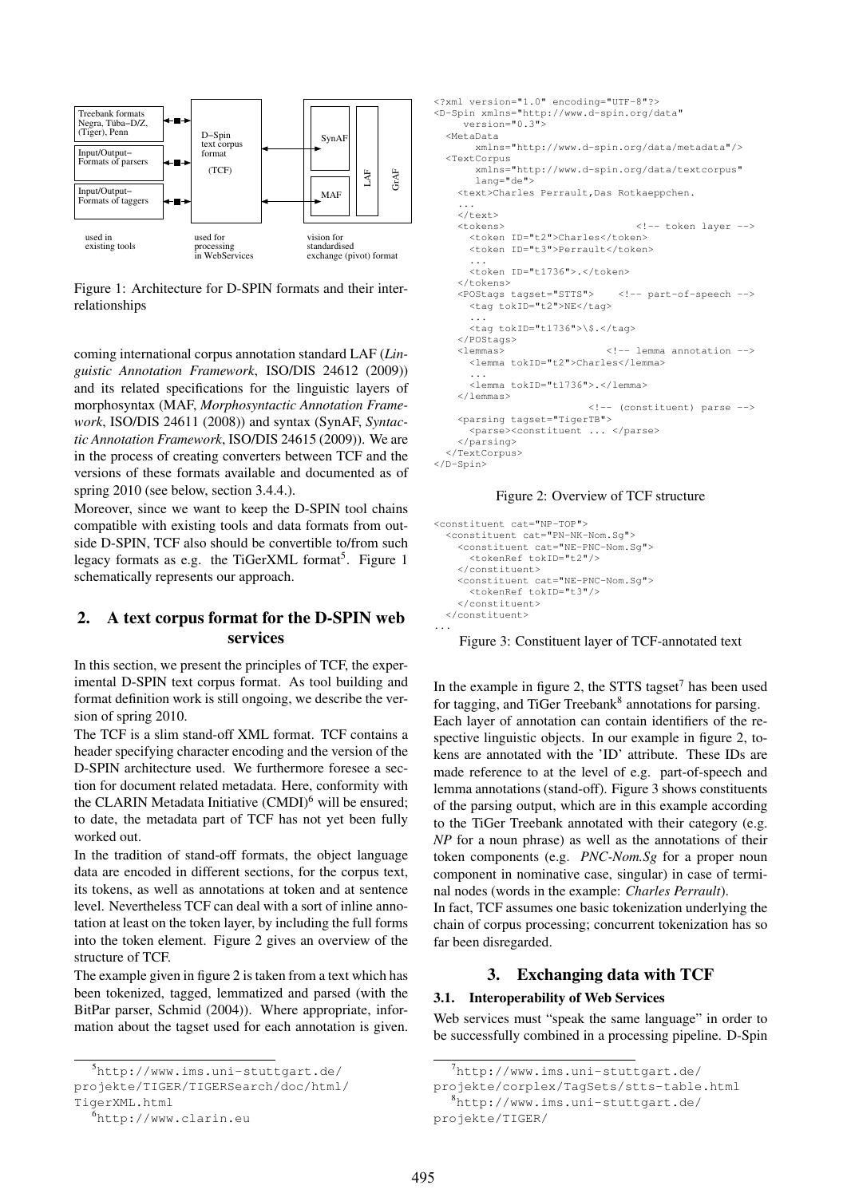Figure 1: Architecture for D-SPIN formats and their interrelationships

coming international corpus annotation standard LAF (*Linguistic Annotation Framework*, ISO/DIS 24612 (2009)) and its related specifications for the linguistic layers of morphosyntax (MAF, *Morphosyntactic Annotation Framework*, ISO/DIS 24611 (2008)) and syntax (SynAF, *Syntactic Annotation Framework*, ISO/DIS 24615 (2009)). We are in the process of creating converters between TCF and the versions of these formats available and documented as of spring 2010 (see below, section 3.4.4.).

Moreover, since we want to keep the D-SPIN tool chains compatible with existing tools and data formats from outside D-SPIN, TCF also should be convertible to/from such legacy formats as e.g. the TiGerXML format[5]. Figure 1 schematically represents our approach.

## 2. A text corpus format for the D-SPIN web services

In this section, we present the principles of TCF, the experimental D-SPIN text corpus format. As tool building and format definition work is still ongoing, we describe the version of spring 2010.

The TCF is a slim stand-off XML format. TCF contains a header specifying character encoding and the version of the D-SPIN architecture used. We furthermore foresee a section for document related metadata. Here, conformity with the CLARIN Metadata Initiative (CMDI)[6] will be ensured; to date, the metadata part of TCF has not yet been fully worked out.

In the tradition of stand-off formats, the object language data are encoded in different sections, for the corpus text, its tokens, as well as annotations at token and at sentence level. Nevertheless TCF can deal with a sort of inline annotation at least on the token layer, by including the full forms into the token element. Figure 2 gives an overview of the structure of TCF.

The example given in figure 2 is taken from a text which has been tokenized, tagged, lemmatized and parsed (with the BitPar parser, Schmid (2004)). Where appropriate, information about the tagset used for each annotation is given.

```
<?xml version="1.0" encoding="UTF-8"?>
<D-Spin xmlns="http://www.d-spin.org/data"
     version="0.3">
  <MetaData
       xmlns="http://www.d-spin.org/data/metadata"/>
  <TextCorpus
       xmlns="http://www.d-spin.org/data/textcorpus"
       lang="de">
    <text>Charles Perrault,Das Rotkaeppchen.
    ...
    </text>
    <tokens>                          <!-- token layer -->
      <token ID="t2">Charles</token>
      <token ID="t3">Perrault</token>
      ...
      <token ID="t1736">.</token>
    </tokens>
    <POStags tagset="STTS">    <!-- part-of-speech -->
      <tag tokID="t2">NE</tag>
      ...
      <tag tokID="t1736">\$.</tag>
    </POStags>
    <lemmas>                  <!-- lemma annotation -->
      <lemma tokID="t2">Charles</lemma>
      ...
      <lemma tokID="t1736">.</lemma>
    </lemmas>
                          <!-- (constituent) parse -->
    <parsing tagset="TigerTB">
      <parse><constituent ... </parse>
    </parsing>
  </TextCorpus>
</D-Spin>
```

Figure 2: Overview of TCF structure

```
<constituent cat="NP-TOP">
  <constituent cat="PN-NK-Nom.Sg">
    <constituent cat="NE-PNC-Nom.Sg">
      <tokenRef tokID="t2"/>
    </constituent>
    <constituent cat="NE-PNC-Nom.Sg">
      <tokenRef tokID="t3"/>
    </constituent>
  </constituent>
...
```

Figure 3: Constituent layer of TCF-annotated text

In the example in figure 2, the STTS tagset[7] has been used for tagging, and TiGer Treebank[8] annotations for parsing. Each layer of annotation can contain identifiers of the respective linguistic objects. In our example in figure 2, tokens are annotated with the 'ID' attribute. These IDs are made reference to at the level of e.g. part-of-speech and lemma annotations (stand-off). Figure 3 shows constituents of the parsing output, which are in this example according to the TiGer Treebank annotated with their category (e.g. *NP* for a noun phrase) as well as the annotations of their token components (e.g. *PNC-Nom.Sg* for a proper noun component in nominative case, singular) in case of terminal nodes (words in the example: *Charles Perrault*).

In fact, TCF assumes one basic tokenization underlying the chain of corpus processing; concurrent tokenization has so far been disregarded.

## 3. Exchanging data with TCF

### 3.1. Interoperability of Web Services

Web services must "speak the same language" in order to be successfully combined in a processing pipeline. D-Spin

[5] http://www.ims.uni-stuttgart.de/projekte/TIGER/TIGERSearch/doc/html/TigerXML.html

[6] http://www.clarin.eu

[7] http://www.ims.uni-stuttgart.de/projekte/corplex/TagSets/stts-table.html

[8] http://www.ims.uni-stuttgart.de/projekte/TIGER/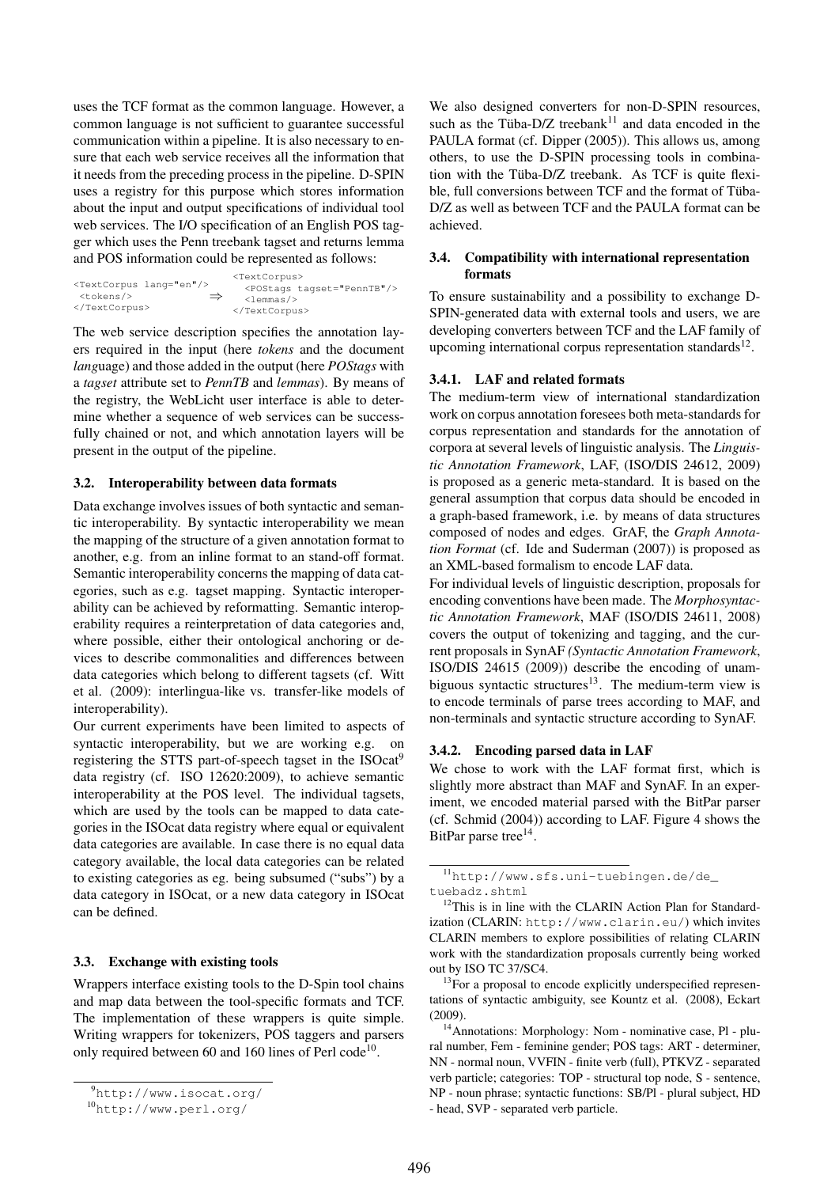uses the TCF format as the common language. However, a common language is not sufficient to guarantee successful communication within a pipeline. It is also necessary to ensure that each web service receives all the information that it needs from the preceding process in the pipeline. D-SPIN uses a registry for this purpose which stores information about the input and output specifications of individual tool web services. The I/O specification of an English POS tagger which uses the Penn treebank tagset and returns lemma and POS information could be represented as follows:

```
<TextCorpus lang="en"/>          <TextCorpus>
  <tokens/>               ⇒        <POStags tagset="PennTB"/>
</TextCorpus>                      <lemmas/>
                                 </TextCorpus>
```

The web service description specifies the annotation layers required in the input (here *tokens* and the document *lang*uage) and those added in the output (here *POStags* with a *tagset* attribute set to *PennTB* and *lemmas*). By means of the registry, the WebLicht user interface is able to determine whether a sequence of web services can be successfully chained or not, and which annotation layers will be present in the output of the pipeline.

### 3.2. Interoperability between data formats

Data exchange involves issues of both syntactic and semantic interoperability. By syntactic interoperability we mean the mapping of the structure of a given annotation format to another, e.g. from an inline format to an stand-off format. Semantic interoperability concerns the mapping of data categories, such as e.g. tagset mapping. Syntactic interoperability can be achieved by reformatting. Semantic interoperability requires a reinterpretation of data categories and, where possible, either their ontological anchoring or devices to describe commonalities and differences between data categories which belong to different tagsets (cf. Witt et al. (2009): interlingua-like vs. transfer-like models of interoperability).

Our current experiments have been limited to aspects of syntactic interoperability, but we are working e.g. on registering the STTS part-of-speech tagset in the ISOcat[9] data registry (cf. ISO 12620:2009), to achieve semantic interoperability at the POS level. The individual tagsets, which are used by the tools can be mapped to data categories in the ISOcat data registry where equal or equivalent data categories are available. In case there is no equal data category available, the local data categories can be related to existing categories as eg. being subsumed ("subs") by a data category in ISOcat, or a new data category in ISOcat can be defined.

### 3.3. Exchange with existing tools

Wrappers interface existing tools to the D-Spin tool chains and map data between the tool-specific formats and TCF. The implementation of these wrappers is quite simple. Writing wrappers for tokenizers, POS taggers and parsers only required between 60 and 160 lines of Perl code[10].

[9] http://www.isocat.org/

[10] http://www.perl.org/

We also designed converters for non-D-SPIN resources, such as the Tüba-D/Z treebank[11] and data encoded in the PAULA format (cf. Dipper (2005)). This allows us, among others, to use the D-SPIN processing tools in combination with the Tüba-D/Z treebank. As TCF is quite flexible, full conversions between TCF and the format of Tüba-D/Z as well as between TCF and the PAULA format can be achieved.

### 3.4. Compatibility with international representation formats

To ensure sustainability and a possibility to exchange D-SPIN-generated data with external tools and users, we are developing converters between TCF and the LAF family of upcoming international corpus representation standards[12].

#### 3.4.1. LAF and related formats

The medium-term view of international standardization work on corpus annotation foresees both meta-standards for corpus representation and standards for the annotation of corpora at several levels of linguistic analysis. The *Linguistic Annotation Framework*, LAF, (ISO/DIS 24612, 2009) is proposed as a generic meta-standard. It is based on the general assumption that corpus data should be encoded in a graph-based framework, i.e. by means of data structures composed of nodes and edges. GrAF, the *Graph Annotation Format* (cf. Ide and Suderman (2007)) is proposed as an XML-based formalism to encode LAF data.

For individual levels of linguistic description, proposals for encoding conventions have been made. The *Morphosyntactic Annotation Framework*, MAF (ISO/DIS 24611, 2008) covers the output of tokenizing and tagging, and the current proposals in SynAF *(Syntactic Annotation Framework*, ISO/DIS 24615 (2009)) describe the encoding of unambiguous syntactic structures[13]. The medium-term view is to encode terminals of parse trees according to MAF, and non-terminals and syntactic structure according to SynAF.

#### 3.4.2. Encoding parsed data in LAF

We chose to work with the LAF format first, which is slightly more abstract than MAF and SynAF. In an experiment, we encoded material parsed with the BitPar parser (cf. Schmid (2004)) according to LAF. Figure 4 shows the BitPar parse tree[14].

[11] http://www.sfs.uni-tuebingen.de/de_tuebadz.shtml

[12] This is in line with the CLARIN Action Plan for Standardization (CLARIN: http://www.clarin.eu/) which invites CLARIN members to explore possibilities of relating CLARIN work with the standardization proposals currently being worked out by ISO TC 37/SC4.

[13] For a proposal to encode explicitly underspecified representations of syntactic ambiguity, see Kountz et al. (2008), Eckart (2009).

[14] Annotations: Morphology: Nom - nominative case, Pl - plural number, Fem - feminine gender; POS tags: ART - determiner, NN - normal noun, VVFIN - finite verb (full), PTKVZ - separated verb particle; categories: TOP - structural top node, S - sentence, NP - noun phrase; syntactic functions: SB/Pl - plural subject, HD - head, SVP - separated verb particle.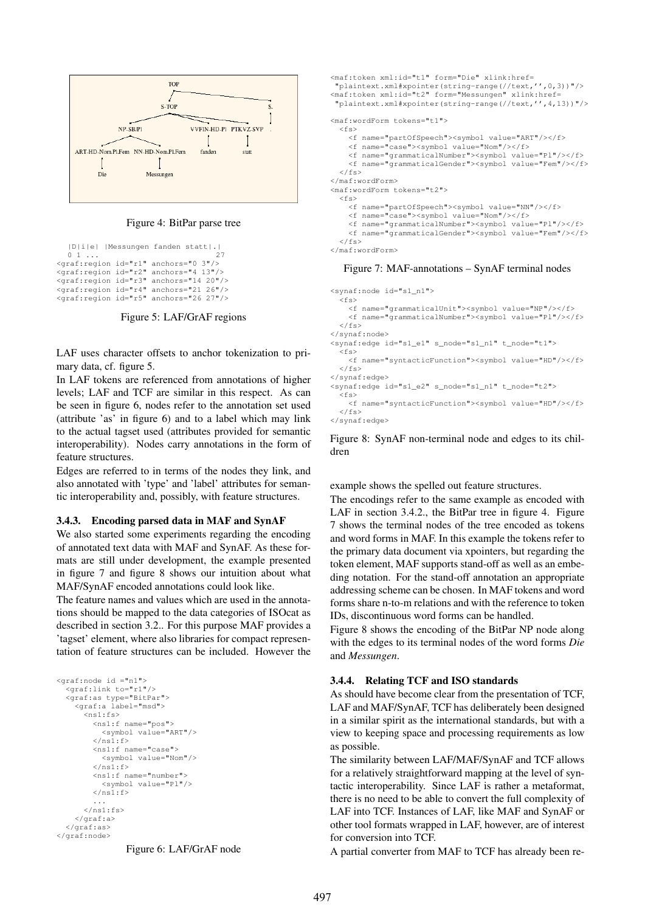```
TOP
├── S-TOP
│   ├── NP-SB/Pl
│   │   ├── ART-HD-Nom.Pl.Fem
│   │   │   └── Die
│   │   └── NN-HD-Nom.Pl.Fem
│   │       └── Messungen
│   ├── VVFIN-HD-Pl
│   │   └── fanden
│   └── PTKVZ-SVP
│       └── statt
└── $.
    └── .
```

Figure 4: BitPar parse tree

```
  |D|i|e| |Messungen fanden statt|.|
  0 1 ...                         27
<graf:region id="r1" anchors="0 3"/>
<graf:region id="r2" anchors="4 13"/>
<graf:region id="r3" anchors="14 20"/>
<graf:region id="r4" anchors="21 26"/>
<graf:region id="r5" anchors="26 27"/>
```

Figure 5: LAF/GrAF regions

LAF uses character offsets to anchor tokenization to primary data, cf. figure 5.

In LAF tokens are referenced from annotations of higher levels; LAF and TCF are similar in this respect. As can be seen in figure 6, nodes refer to the annotation set used (attribute 'as' in figure 6) and to a label which may link to the actual tagset used (attributes provided for semantic interoperability). Nodes carry annotations in the form of feature structures.

Edges are referred to in terms of the nodes they link, and also annotated with 'type' and 'label' attributes for semantic interoperability and, possibly, with feature structures.

### 3.4.3. Encoding parsed data in MAF and SynAF

We also started some experiments regarding the encoding of annotated text data with MAF and SynAF. As these formats are still under development, the example presented in figure 7 and figure 8 shows our intuition about what MAF/SynAF encoded annotations could look like.

The feature names and values which are used in the annotations should be mapped to the data categories of ISOcat as described in section 3.2.. For this purpose MAF provides a 'tagset' element, where also libraries for compact representation of feature structures can be included. However the example shows the spelled out feature structures.

```
<graf:node id ="n1">
  <graf:link to="r1"/>
  <graf:as type="BitPar">
    <graf:a label="msd">
      <ns1:fs>
        <ns1:f name="pos">
          <symbol value="ART"/>
        </ns1:f>
        <ns1:f name="case">
          <symbol value="Nom"/>
        </ns1:f>
        <ns1:f name="number">
          <symbol value="Pl"/>
        </ns1:f>
        ...
      </ns1:fs>
    </graf:a>
  </graf:as>
</graf:node>
```

Figure 6: LAF/GrAF node

```
<maf:token xml:id="t1" form="Die" xlink:href=
 "plaintext.xml#xpointer(string-range(//text,'',0,3))"/>
<maf:token xml:id="t2" form="Messungen" xlink:href=
 "plaintext.xml#xpointer(string-range(//text,'',4,13))"/>

<maf:wordForm tokens="t1">
  <fs>
    <f name="partOfSpeech"><symbol value="ART"/></f>
    <f name="case"><symbol value="Nom"/></f>
    <f name="grammaticalNumber"><symbol value="Pl"/></f>
    <f name="grammaticalGender"><symbol value="Fem"/></f>
  </fs>
</maf:wordForm>
<maf:wordForm tokens="t2">
  <fs>
    <f name="partOfSpeech"><symbol value="NN"/></f>
    <f name="case"><symbol value="Nom"/></f>
    <f name="grammaticalNumber"><symbol value="Pl"/></f>
    <f name="grammaticalGender"><symbol value="Fem"/></f>
  </fs>
</maf:wordForm>
```

Figure 7: MAF-annotations – SynAF terminal nodes

```
<synaf:node id="s1_n1">
  <fs>
    <f name="grammaticalUnit"><symbol value="NP"/></f>
    <f name="grammaticalNumber"><symbol value="Pl"/></f>
  </fs>
</synaf:node>
<synaf:edge id="s1_e1" s_node="s1_n1" t_node="t1">
  <fs>
    <f name="syntacticFunction"><symbol value="HD"/></f>
  </fs>
</synaf:edge>
<synaf:edge id="s1_e2" s_node="s1_n1" t_node="t2">
  <fs>
    <f name="syntacticFunction"><symbol value="HD"/></f>
  </fs>
</synaf:edge>
```

Figure 8: SynAF non-terminal node and edges to its children

The encodings refer to the same example as encoded with LAF in section 3.4.2., the BitPar tree in figure 4. Figure 7 shows the terminal nodes of the tree encoded as tokens and word forms in MAF. In this example the tokens refer to the primary data document via xpointers, but regarding the token element, MAF supports stand-off as well as an embeding notation. For the stand-off annotation an appropriate addressing scheme can be chosen. In MAF tokens and word forms share n-to-m relations and with the reference to token IDs, discontinuous word forms can be handled.

Figure 8 shows the encoding of the BitPar NP node along with the edges to its terminal nodes of the word forms *Die* and *Messungen*.

### 3.4.4. Relating TCF and ISO standards

As should have become clear from the presentation of TCF, LAF and MAF/SynAF, TCF has deliberately been designed in a similar spirit as the international standards, but with a view to keeping space and processing requirements as low as possible.

The similarity between LAF/MAF/SynAF and TCF allows for a relatively straightforward mapping at the level of syntactic interoperability. Since LAF is rather a metaformat, there is no need to be able to convert the full complexity of LAF into TCF. Instances of LAF, like MAF and SynAF or other tool formats wrapped in LAF, however, are of interest for conversion into TCF.

A partial converter from MAF to TCF has already been re-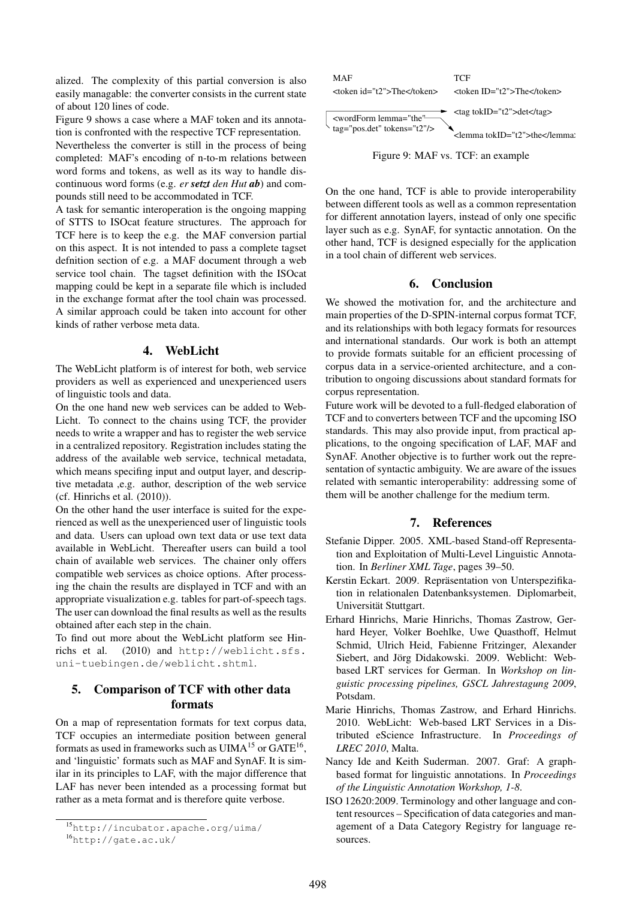alized. The complexity of this partial conversion is also easily managable: the converter consists in the current state of about 120 lines of code.

Figure 9 shows a case where a MAF token and its annotation is confronted with the respective TCF representation.

Nevertheless the converter is still in the process of being completed: MAF's encoding of n-to-m relations between word forms and tokens, as well as its way to handle discontinuous word forms (e.g. *er **setzt** den Hut **ab***) and compounds still need to be accommodated in TCF.

A task for semantic interoperation is the ongoing mapping of STTS to ISOcat feature structures. The approach for TCF here is to keep the e.g. the MAF conversion partial on this aspect. It is not intended to pass a complete tagset defnition section of e.g. a MAF document through a web service tool chain. The tagset definition with the ISOcat mapping could be kept in a separate file which is included in the exchange format after the tool chain was processed. A similar approach could be taken into account for other kinds of rather verbose meta data.

## 4. WebLicht

The WebLicht platform is of interest for both, web service providers as well as experienced and unexperienced users of linguistic tools and data.

On the one hand new web services can be added to WebLicht. To connect to the chains using TCF, the provider needs to write a wrapper and has to register the web service in a centralized repository. Registration includes stating the address of the available web service, technical metadata, which means specifing input and output layer, and descriptive metadata ,e.g. author, description of the web service (cf. Hinrichs et al. (2010)).

On the other hand the user interface is suited for the experienced as well as the unexperienced user of linguistic tools and data. Users can upload own text data or use text data available in WebLicht. Thereafter users can build a tool chain of available web services. The chainer only offers compatible web services as choice options. After processing the chain the results are displayed in TCF and with an appropriate visualization e.g. tables for part-of-speech tags. The user can download the final results as well as the results obtained after each step in the chain.

To find out more about the WebLicht platform see Hinrichs et al. (2010) and `http://weblicht.sfs.uni-tuebingen.de/weblicht.shtml`.

## 5. Comparison of TCF with other data formats

On a map of representation formats for text corpus data, TCF occupies an intermediate position between general formats as used in frameworks such as UIMA[15] or GATE[16], and 'linguistic' formats such as MAF and SynAF. It is similar in its principles to LAF, with the major difference that LAF has never been intended as a processing format but rather as a meta format and is therefore quite verbose.

[15] `http://incubator.apache.org/uima/`

[16] `http://gate.ac.uk/`

```
MAF                                      TCF
<token id="t2">The</token>               <token ID="t2">The</token>

<wordForm lemma="the"                    <tag tokID="t2">det</tag>
tag="pos.det" tokens="t2"/>
                                         <lemma tokID="t2">the</lemma>
```

Figure 9: MAF vs. TCF: an example

On the one hand, TCF is able to provide interoperability between different tools as well as a common representation for different annotation layers, instead of only one specific layer such as e.g. SynAF, for syntactic annotation. On the other hand, TCF is designed especially for the application in a tool chain of different web services.

## 6. Conclusion

We showed the motivation for, and the architecture and main properties of the D-SPIN-internal corpus format TCF, and its relationships with both legacy formats for resources and international standards. Our work is both an attempt to provide formats suitable for an efficient processing of corpus data in a service-oriented architecture, and a contribution to ongoing discussions about standard formats for corpus representation.

Future work will be devoted to a full-fledged elaboration of TCF and to converters between TCF and the upcoming ISO standards. This may also provide input, from practical applications, to the ongoing specification of LAF, MAF and SynAF. Another objective is to further work out the representation of syntactic ambiguity. We are aware of the issues related with semantic interoperability: addressing some of them will be another challenge for the medium term.

## 7. References

Stefanie Dipper. 2005. XML-based Stand-off Representation and Exploitation of Multi-Level Linguistic Annotation. In *Berliner XML Tage*, pages 39–50.

Kerstin Eckart. 2009. Repräsentation von Unterspezifikation in relationalen Datenbanksystemen. Diplomarbeit, Universität Stuttgart.

Erhard Hinrichs, Marie Hinrichs, Thomas Zastrow, Gerhard Heyer, Volker Boehlke, Uwe Quasthoff, Helmut Schmid, Ulrich Heid, Fabienne Fritzinger, Alexander Siebert, and Jörg Didakowski. 2009. Weblicht: Web-based LRT services for German. In *Workshop on linguistic processing pipelines, GSCL Jahrestagung 2009*, Potsdam.

Marie Hinrichs, Thomas Zastrow, and Erhard Hinrichs. 2010. WebLicht: Web-based LRT Services in a Distributed eScience Infrastructure. In *Proceedings of LREC 2010*, Malta.

Nancy Ide and Keith Suderman. 2007. Graf: A graph-based format for linguistic annotations. In *Proceedings of the Linguistic Annotation Workshop, 1-8*.

ISO 12620:2009. Terminology and other language and content resources – Specification of data categories and management of a Data Category Registry for language resources.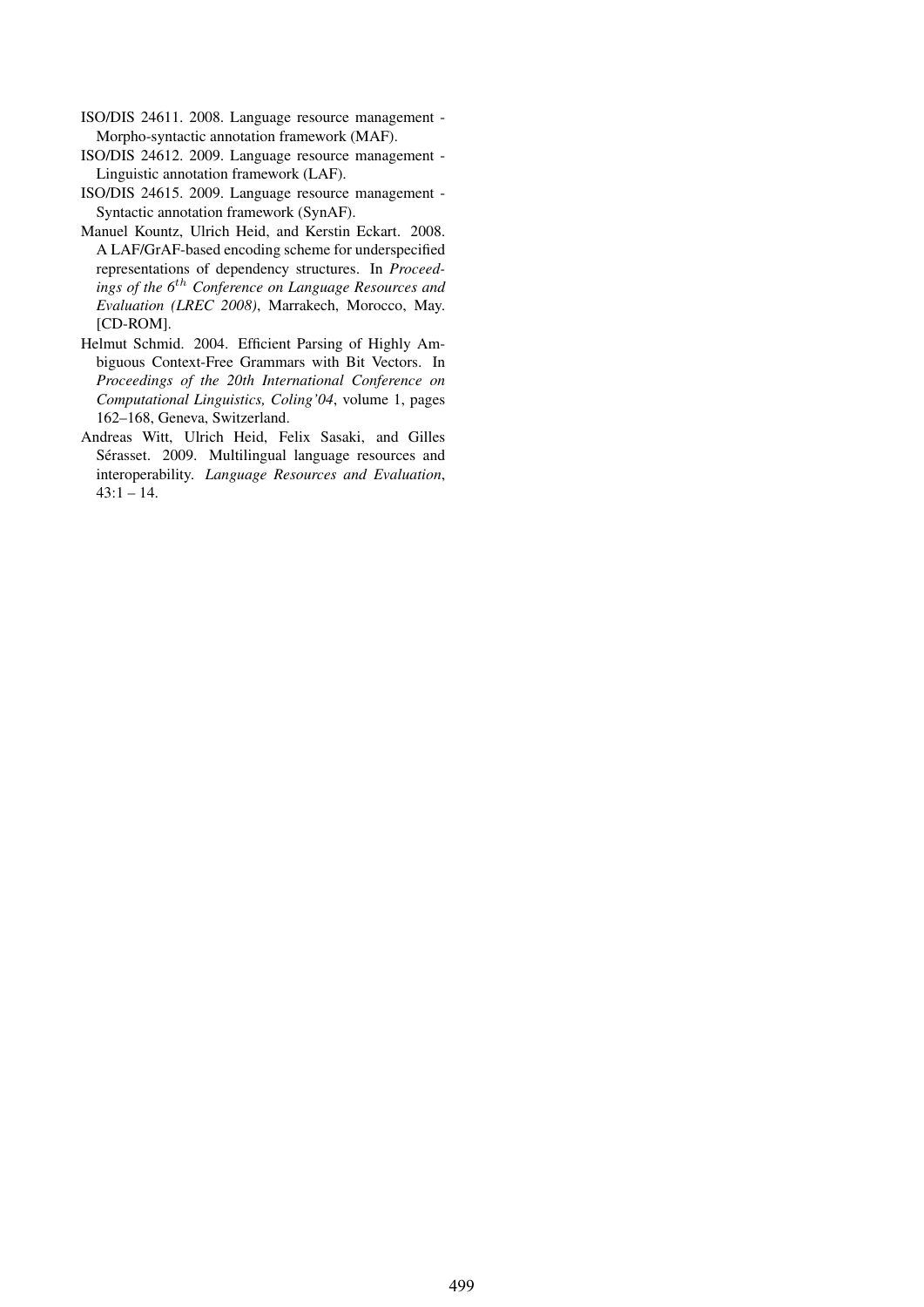ISO/DIS 24611. 2008. Language resource management - Morpho-syntactic annotation framework (MAF).

ISO/DIS 24612. 2009. Language resource management - Linguistic annotation framework (LAF).

ISO/DIS 24615. 2009. Language resource management - Syntactic annotation framework (SynAF).

Manuel Kountz, Ulrich Heid, and Kerstin Eckart. 2008. A LAF/GrAF-based encoding scheme for underspecified representations of dependency structures. In *Proceedings of the 6$^{th}$ Conference on Language Resources and Evaluation (LREC 2008)*, Marrakech, Morocco, May. [CD-ROM].

Helmut Schmid. 2004. Efficient Parsing of Highly Ambiguous Context-Free Grammars with Bit Vectors. In *Proceedings of the 20th International Conference on Computational Linguistics, Coling'04*, volume 1, pages 162–168, Geneva, Switzerland.

Andreas Witt, Ulrich Heid, Felix Sasaki, and Gilles Sérasset. 2009. Multilingual language resources and interoperability. *Language Resources and Evaluation*, 43:1 – 14.